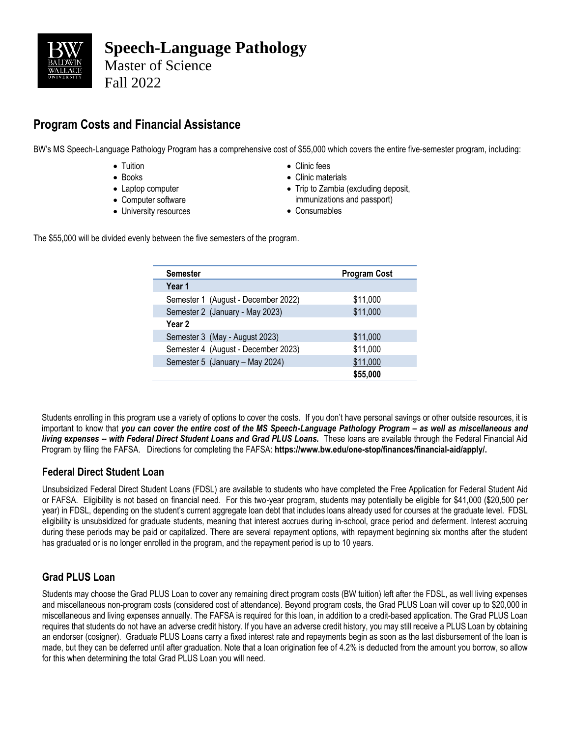# Speech-Language Pathology

Master of Science
Fall 2022

## Program Costs and Financial Assistance

BW's MS Speech-Language Pathology Program has a comprehensive cost of $55,000 which covers the entire five-semester program, including:

- Tuition
- Books
- Laptop computer
- Computer software
- University resources
- Clinic fees
- Clinic materials
- Trip to Zambia (excluding deposit, immunizations and passport)
- Consumables

The $55,000 will be divided evenly between the five semesters of the program.

| Semester | Program Cost |
|---|---|
| **Year 1** | |
| Semester 1 (August - December 2022) | $11,000 |
| Semester 2 (January - May 2023) | $11,000 |
| **Year 2** | |
| Semester 3 (May - August 2023) | $11,000 |
| Semester 4 (August - December 2023) | $11,000 |
| Semester 5 (January – May 2024) | $11,000 |
| | **$55,000** |

Students enrolling in this program use a variety of options to cover the costs. If you don't have personal savings or other outside resources, it is important to know that ***you can cover the entire cost of the MS Speech-Language Pathology Program – as well as miscellaneous and living expenses -- with Federal Direct Student Loans and Grad PLUS Loans.*** These loans are available through the Federal Financial Aid Program by filing the FAFSA. Directions for completing the FAFSA: **https://www.bw.edu/one-stop/finances/financial-aid/apply/.**

### Federal Direct Student Loan

Unsubsidized Federal Direct Student Loans (FDSL) are available to students who have completed the Free Application for Federal Student Aid or FAFSA. Eligibility is not based on financial need. For this two-year program, students may potentially be eligible for $41,000 ($20,500 per year) in FDSL, depending on the student's current aggregate loan debt that includes loans already used for courses at the graduate level. FDSL eligibility is unsubsidized for graduate students, meaning that interest accrues during in-school, grace period and deferment. Interest accruing during these periods may be paid or capitalized. There are several repayment options, with repayment beginning six months after the student has graduated or is no longer enrolled in the program, and the repayment period is up to 10 years.

### Grad PLUS Loan

Students may choose the Grad PLUS Loan to cover any remaining direct program costs (BW tuition) left after the FDSL, as well living expenses and miscellaneous non-program costs (considered cost of attendance). Beyond program costs, the Grad PLUS Loan will cover up to $20,000 in miscellaneous and living expenses annually. The FAFSA is required for this loan, in addition to a credit-based application. The Grad PLUS Loan requires that students do not have an adverse credit history. If you have an adverse credit history, you may still receive a PLUS Loan by obtaining an endorser (cosigner). Graduate PLUS Loans carry a fixed interest rate and repayments begin as soon as the last disbursement of the loan is made, but they can be deferred until after graduation. Note that a loan origination fee of 4.2% is deducted from the amount you borrow, so allow for this when determining the total Grad PLUS Loan you will need.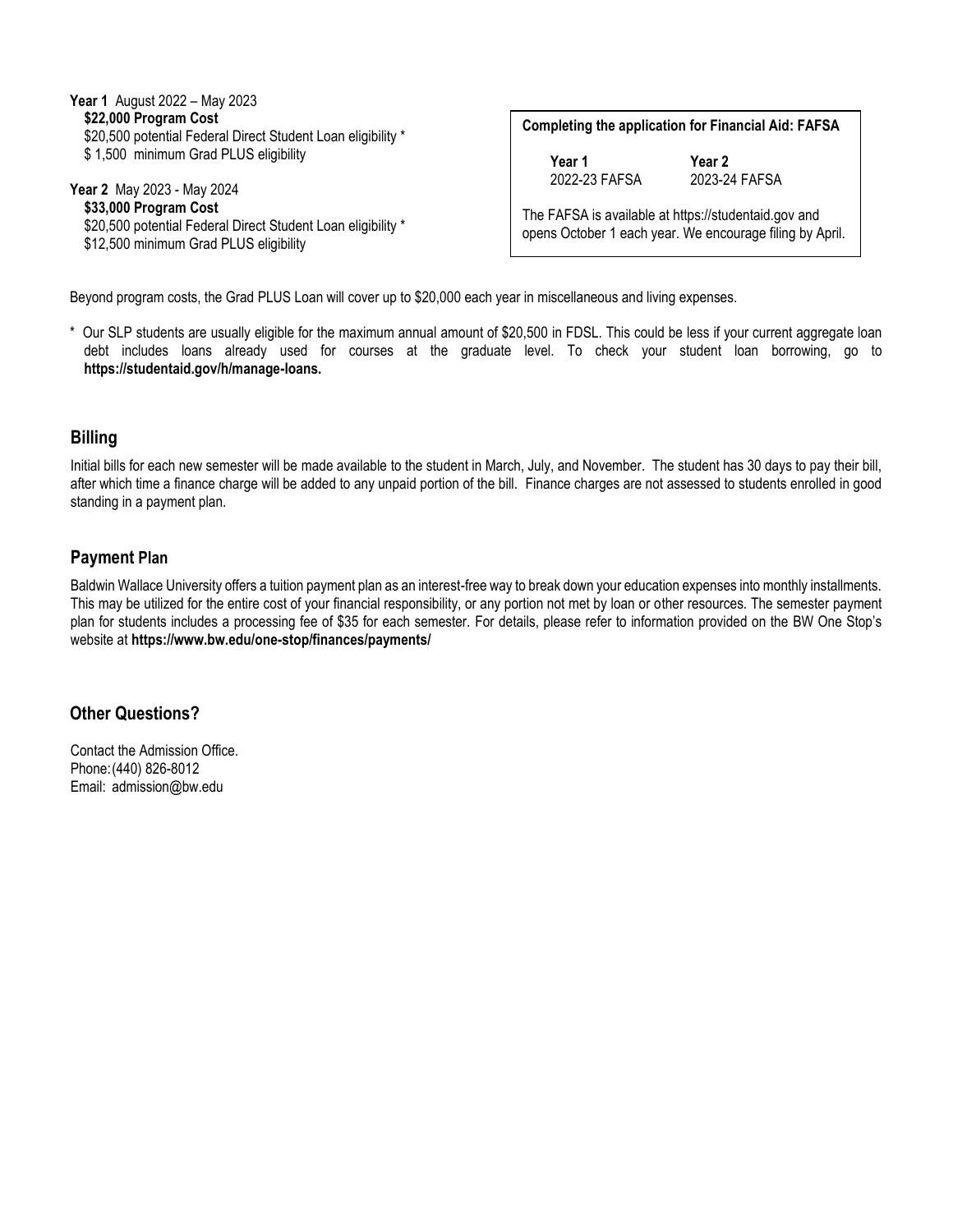**Year 1** August 2022 – May 2023
**$22,000 Program Cost**
$20,500 potential Federal Direct Student Loan eligibility *
$ 1,500 minimum Grad PLUS eligibility

**Year 2** May 2023 - May 2024
**$33,000 Program Cost**
$20,500 potential Federal Direct Student Loan eligibility *
$12,500 minimum Grad PLUS eligibility

**Completing the application for Financial Aid: FAFSA**

| **Year 1** | **Year 2** |
| --- | --- |
| 2022-23 FAFSA | 2023-24 FAFSA |

The FAFSA is available at https://studentaid.gov and opens October 1 each year. We encourage filing by April.

Beyond program costs, the Grad PLUS Loan will cover up to $20,000 each year in miscellaneous and living expenses.

* Our SLP students are usually eligible for the maximum annual amount of $20,500 in FDSL. This could be less if your current aggregate loan debt includes loans already used for courses at the graduate level. To check your student loan borrowing, go to **https://studentaid.gov/h/manage-loans.**

## Billing

Initial bills for each new semester will be made available to the student in March, July, and November. The student has 30 days to pay their bill, after which time a finance charge will be added to any unpaid portion of the bill. Finance charges are not assessed to students enrolled in good standing in a payment plan.

## Payment Plan

Baldwin Wallace University offers a tuition payment plan as an interest-free way to break down your education expenses into monthly installments. This may be utilized for the entire cost of your financial responsibility, or any portion not met by loan or other resources. The semester payment plan for students includes a processing fee of $35 for each semester. For details, please refer to information provided on the BW One Stop's website at **https://www.bw.edu/one-stop/finances/payments/**

## Other Questions?

Contact the Admission Office.
Phone: (440) 826-8012
Email: admission@bw.edu